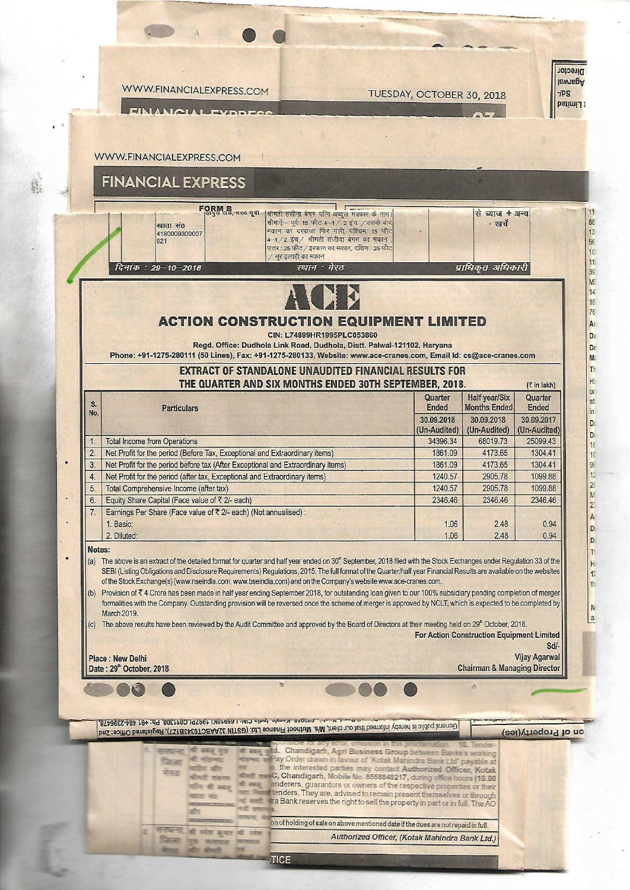# ACE

## ACTION CONSTRUCTION EQUIPMENT LIMITED

CIN: L74899HR1995PLC053860

Regd. Office: Dudhola Link Road, Dudhola, Distt. Palwal-121102, Haryana

Phone: +91-1275-280111 (50 Lines), Fax: +91-1275-280133, Website: www.ace-cranes.com, Email Id: cs@ace-cranes.com

### EXTRACT OF STANDALONE UNAUDITED FINANCIAL RESULTS FOR THE QUARTER AND SIX MONTHS ENDED 30TH SEPTEMBER, 2018.

(₹ in lakh)

| S. No. | Particulars | Quarter Ended | Half year/Six Months Ended | Quarter Ended |
|---|---|---|---|---|
| | | 30.09.2018 (Un-Audited) | 30.09.2018 (Un-Audited) | 30.09.2017 (Un-Audited) |
| 1. | Total Income from Operations | 34396.34 | 68019.73 | 25099.43 |
| 2. | Net Profit for the period (Before Tax, Exceptional and Extraordinary items) | 1861.09 | 4173.65 | 1304.41 |
| 3. | Net Profit for the period before tax (After Exceptional and Extraordinary items) | 1861.09 | 4173.65 | 1304.41 |
| 4. | Net Profit for the period (after tax, Exceptional and Extraordinary items) | 1240.57 | 2905.78 | 1099.88 |
| 5. | Total Comprehensive Income (after tax) | 1240.57 | 2905.78 | 1099.88 |
| 6. | Equity Share Capital (Face value of ₹ 2/- each) | 2346.46 | 2346.46 | 2346.46 |
| 7. | Earnings Per Share (Face value of ₹ 2/- each) (Not annualised) : | | | |
| | 1. Basic: | 1.06 | 2.48 | 0.94 |
| | 2. Diluted: | 1.06 | 2.48 | 0.94 |

**Notes:**

(a) The above is an extract of the detailed format for quarter and half year ended on 30th September, 2018 filed with the Stock Exchanges under Regulation 33 of the SEBI (Listing Obligations and Disclosure Requirements) Regulations, 2015. The full format of the Quarter/half year Financial Results are available on the websites of the Stock Exchange(s) (www.nseindia.com, www.bseindia.com) and on the Company's website www.ace-cranes.com.

(b) Provision of ₹ 4 Crore has been made in half year ending September 2018, for outstanding loan given to our 100% subsidiary pending completion of merger formalities with the Company. Outstanding provision will be reversed once the scheme of merger is approved by NCLT, which is expected to be completed by March 2019.

(c) The above results have been reviewed by the Audit Committee and approved by the Board of Directors at their meeting held on 29th October, 2018.

For Action Construction Equipment Limited

Sd/-

Vijay Agarwal

Chairman & Managing Director

Place : New Delhi

Date : 29th October, 2018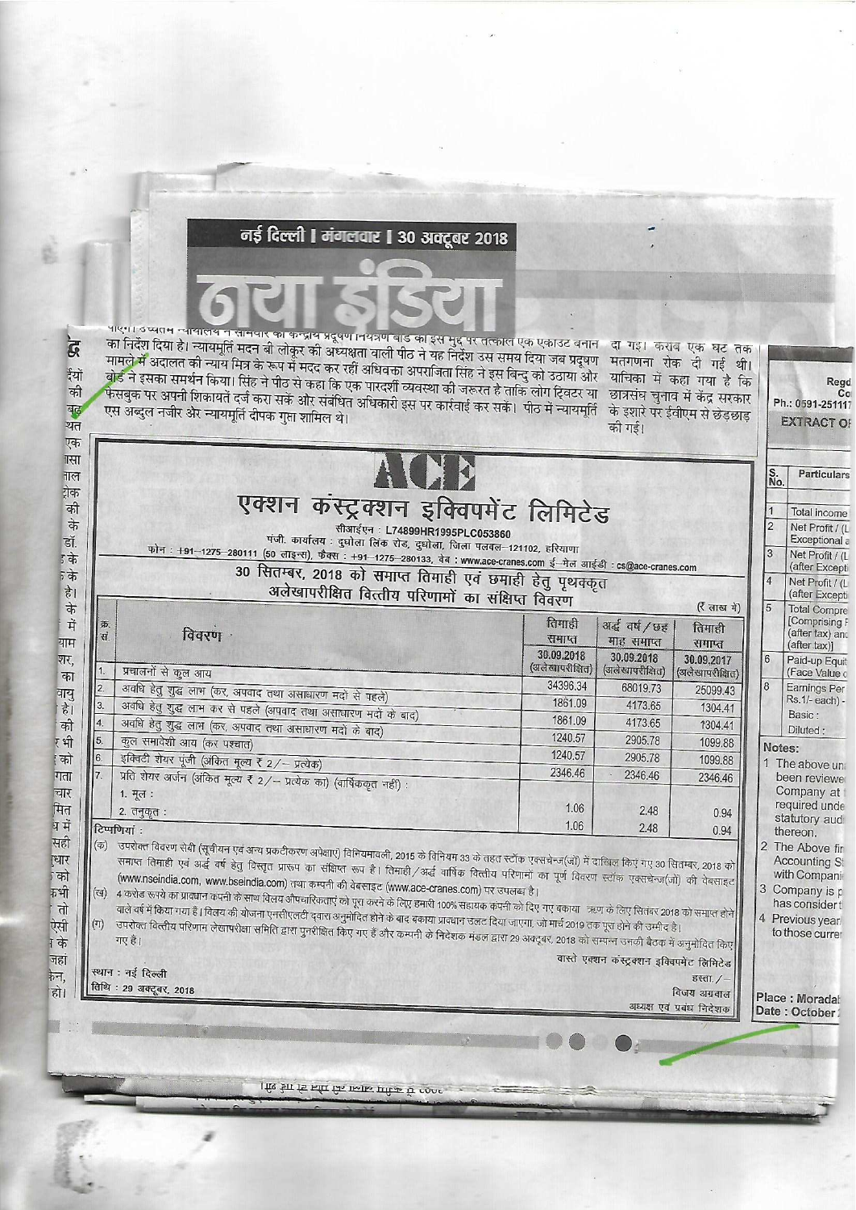नई दिल्ली | मंगलवार | 30 अक्टूबर 2018

# नया इंडिया

का निर्देश दिया है। न्यायमूर्ति मदन बी लोकूर की अध्यक्षता वाली पीठ ने यह निर्देश उस समय दिया जब प्रदूषण मामले में अदालत की न्याय मित्र के रूप में मदद कर रहीं अधिवक्ता अपराजिता सिंह ने इस बिन्दु को उठाया और बोर्ड ने इसका समर्थन किया। सिंह ने पीठ से कहा कि एक पारदर्शी व्यवस्था की जरूरत है ताकि लोग ट्विटर या फेसबुक पर अपनी शिकायतें दर्ज करा सकें और संबंधित अधिकारी इस पर कार्रवाई कर सकें। पीठ में न्यायमूर्ति एस अब्दुल नजीर और न्यायमूर्ति दीपक गुप्ता शामिल थे।

दी गई। करीब एक घंटे तक मतगणना रोक दी गई थी। याचिका में कहा गया है कि छात्रसंघ चुनाव में केंद्र सरकार के इशारे पर ईवीएम से छेड़छाड़ की गई।

# ACE

## एक्शन कंस्ट्रक्शन इक्विपमेंट लिमिटेड

सीआईएन : L74899HR1995PLC053860

पंजी. कार्यालय : दुधोला लिंक रोड, दुधोला, जिला पलवल–121102, हरियाणा

फोन : +91–1275–280111 (50 लाइन्स), फैक्स : +91–1275–280133, वेब : www.ace-cranes.com ई–मेल आईडी : cs@ace-cranes.com

### 30 सितम्बर, 2018 को समाप्त तिमाही एवं छमाही हेतु पृथक्कृत अलेखापरीक्षित वित्तीय परिणामों का संक्षिप्त विवरण

(₹ लाख में)

| क्र. सं. | विवरण | तिमाही समाप्त 30.09.2018 (अलेखापरीक्षित) | अर्द्ध वर्ष / छह माह समाप्त 30.09.2018 (अलेखापरीक्षित) | तिमाही समाप्त 30.09.2017 (अलेखापरीक्षित) |
|---|---|---|---|---|
| 1. | प्रचालनों से कुल आय | 34396.34 | 68019.73 | 25099.43 |
| 2. | अवधि हेतु शुद्ध लाभ (कर, अपवाद तथा असाधारण मदों से पहले) | 1861.09 | 4173.65 | 1304.41 |
| 3. | अवधि हेतु शुद्ध लाभ कर से पहले (अपवाद तथा असाधारण मदों के बाद) | 1861.09 | 4173.65 | 1304.41 |
| 4. | अवधि हेतु शुद्ध लाभ (कर, अपवाद तथा असाधारण मदों के बाद) | 1240.57 | 2905.78 | 1099.88 |
| 5. | कुल समावेशी आय (कर पश्चात्) | 1240.57 | 2905.78 | 1099.88 |
| 6. | इक्विटी शेयर पूंजी (अंकित मूल्य ₹ 2/– प्रत्येक) | 2346.46 | 2346.46 | 2346.46 |
| 7. | प्रति शेयर अर्जन (अंकित मूल्य ₹ 2/– प्रत्येक का) (वार्षिकृत नहीं) : | | | |
| | 1. मूल : | 1.06 | 2.48 | 0.94 |
| | 2. तनुकृत : | 1.06 | 2.48 | 0.94 |

टिप्पणियां :

(क) उपरोक्त विवरण सेबी (सूचीयन एवं अन्य प्रकटीकरण अपेक्षाएं) विनियमावली, 2015 के विनियम 33 के तहत स्टॉक एक्सचेन्ज(जों) में दाखिल किए गए 30 सितम्बर, 2018 को समाप्त तिमाही एवं अर्द्ध वर्ष हेतु विस्तृत प्रारूप का संक्षिप्त रूप है। तिमाही / अर्द्ध वार्षिक वित्तीय परिणामों का पूर्ण विवरण स्टॉक एक्सचेन्ज(जों) की वेबसाइट (www.nseindia.com, www.bseindia.com) तथा कम्पनी की वेबसाइट (www.ace-cranes.com) पर उपलब्ध है।

(ख) 4 करोड़ रूपये का प्रावधान कंपनी के साथ विलय औपचारिकताएं को पूरा करने के लिए हमारी 100% सहायक कंपनी को दिए गए बकाया ऋण के लिए सितंबर 2018 को समाप्त होने वाले वर्ष में किया गया हैं। विलय की योजना एनसीएलटी द्वारा अनुमोदित होने के बाद बकाया प्रावधान उलट दिया जाएगा, जो मार्च 2019 तक पूरा होने की उम्मीद है।

(ग) उपरोक्त वित्तीय परिणाम लेखापरीक्षा समिति द्वारा पुनरीक्षित किए गए हैं और कम्पनी के निदेशक मंडल द्वारा 29 अक्टूबर, 2018 को सम्पन्न उनकी बैठक में अनुमोदित किए गए है।

वास्ते एक्शन कंस्ट्रक्शन इक्विपमेंट लिमिटेड

हस्ता / –

विजय अग्रवाल

अध्यक्ष एवं प्रबंध निदेशक

स्थान : नई दिल्ली

तिथि : 29 अक्टूबर, 2018